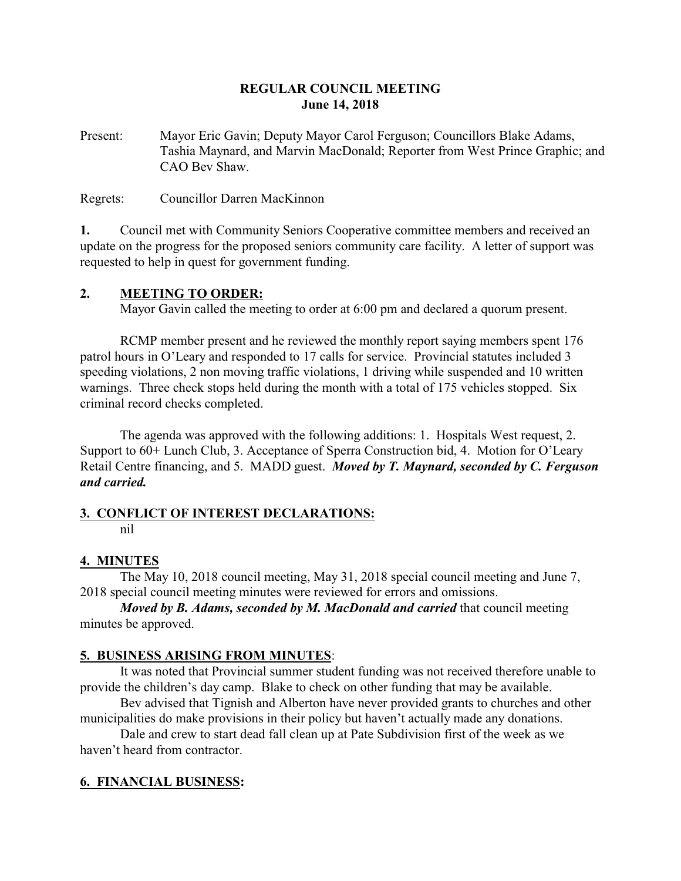**REGULAR COUNCIL MEETING**
**June 14, 2018**

Present: Mayor Eric Gavin; Deputy Mayor Carol Ferguson; Councillors Blake Adams, Tashia Maynard, and Marvin MacDonald; Reporter from West Prince Graphic; and CAO Bev Shaw.

Regrets: Councillor Darren MacKinnon

**1.** Council met with Community Seniors Cooperative committee members and received an update on the progress for the proposed seniors community care facility. A letter of support was requested to help in quest for government funding.

## 2. MEETING TO ORDER:

Mayor Gavin called the meeting to order at 6:00 pm and declared a quorum present.

RCMP member present and he reviewed the monthly report saying members spent 176 patrol hours in O'Leary and responded to 17 calls for service. Provincial statutes included 3 speeding violations, 2 non moving traffic violations, 1 driving while suspended and 10 written warnings. Three check stops held during the month with a total of 175 vehicles stopped. Six criminal record checks completed.

The agenda was approved with the following additions: 1. Hospitals West request, 2. Support to 60+ Lunch Club, 3. Acceptance of Sperra Construction bid, 4. Motion for O'Leary Retail Centre financing, and 5. MADD guest. ***Moved by T. Maynard, seconded by C. Ferguson and carried.***

## 3. CONFLICT OF INTEREST DECLARATIONS:

nil

## 4. MINUTES

The May 10, 2018 council meeting, May 31, 2018 special council meeting and June 7, 2018 special council meeting minutes were reviewed for errors and omissions.

***Moved by B. Adams, seconded by M. MacDonald and carried*** that council meeting minutes be approved.

## 5. BUSINESS ARISING FROM MINUTES:

It was noted that Provincial summer student funding was not received therefore unable to provide the children's day camp. Blake to check on other funding that may be available.

Bev advised that Tignish and Alberton have never provided grants to churches and other municipalities do make provisions in their policy but haven't actually made any donations.

Dale and crew to start dead fall clean up at Pate Subdivision first of the week as we haven't heard from contractor.

## 6. FINANCIAL BUSINESS: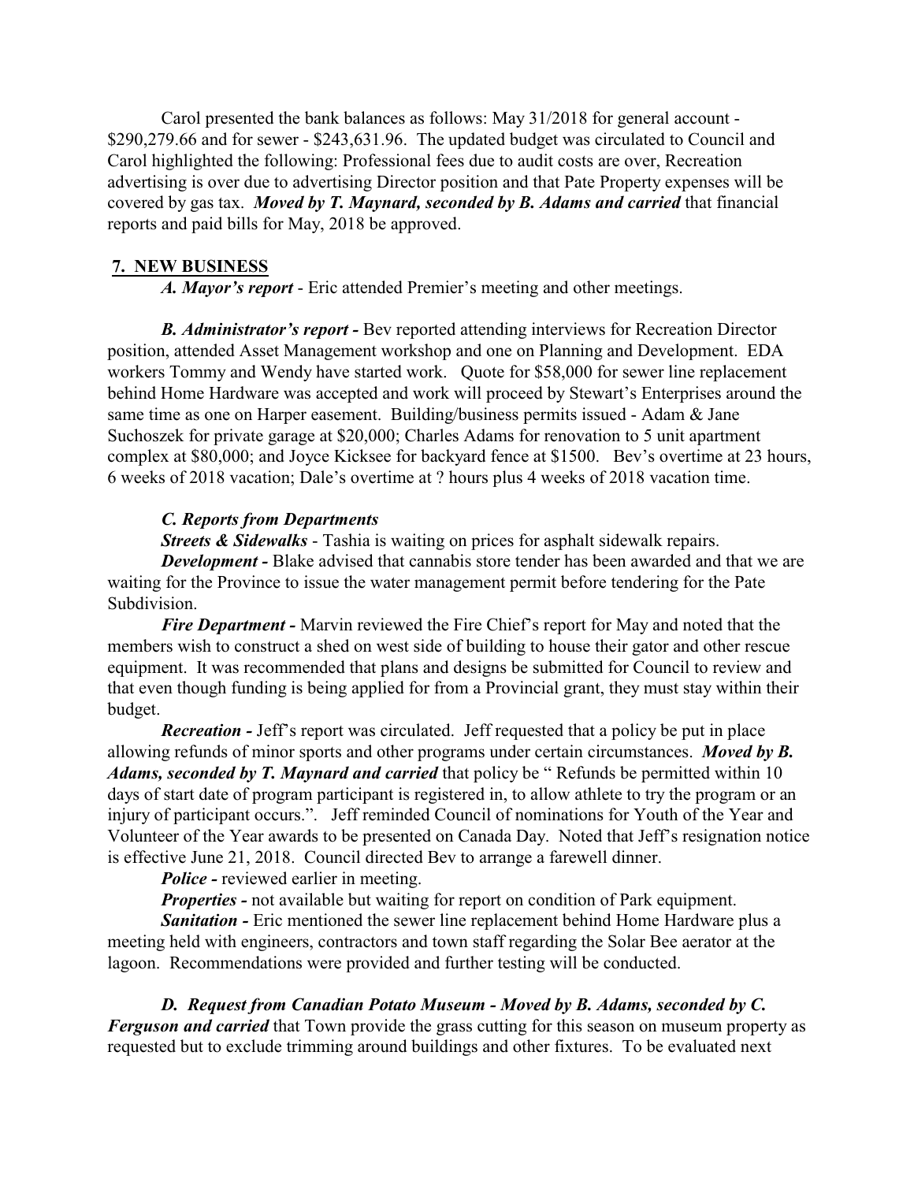Carol presented the bank balances as follows: May 31/2018 for general account - $290,279.66 and for sewer - $243,631.96. The updated budget was circulated to Council and Carol highlighted the following: Professional fees due to audit costs are over, Recreation advertising is over due to advertising Director position and that Pate Property expenses will be covered by gas tax. ***Moved by T. Maynard, seconded by B. Adams and carried*** that financial reports and paid bills for May, 2018 be approved.

## 7. NEW BUSINESS

***A. Mayor's report*** - Eric attended Premier's meeting and other meetings.

***B. Administrator's report -*** Bev reported attending interviews for Recreation Director position, attended Asset Management workshop and one on Planning and Development. EDA workers Tommy and Wendy have started work. Quote for $58,000 for sewer line replacement behind Home Hardware was accepted and work will proceed by Stewart's Enterprises around the same time as one on Harper easement. Building/business permits issued - Adam & Jane Suchoszek for private garage at $20,000; Charles Adams for renovation to 5 unit apartment complex at $80,000; and Joyce Kicksee for backyard fence at $1500. Bev's overtime at 23 hours, 6 weeks of 2018 vacation; Dale's overtime at ? hours plus 4 weeks of 2018 vacation time.

***C. Reports from Departments***

***Streets & Sidewalks*** - Tashia is waiting on prices for asphalt sidewalk repairs.

***Development -*** Blake advised that cannabis store tender has been awarded and that we are waiting for the Province to issue the water management permit before tendering for the Pate Subdivision.

***Fire Department -*** Marvin reviewed the Fire Chief's report for May and noted that the members wish to construct a shed on west side of building to house their gator and other rescue equipment. It was recommended that plans and designs be submitted for Council to review and that even though funding is being applied for from a Provincial grant, they must stay within their budget.

***Recreation -*** Jeff's report was circulated. Jeff requested that a policy be put in place allowing refunds of minor sports and other programs under certain circumstances. ***Moved by B. Adams, seconded by T. Maynard and carried*** that policy be " Refunds be permitted within 10 days of start date of program participant is registered in, to allow athlete to try the program or an injury of participant occurs.". Jeff reminded Council of nominations for Youth of the Year and Volunteer of the Year awards to be presented on Canada Day. Noted that Jeff's resignation notice is effective June 21, 2018. Council directed Bev to arrange a farewell dinner.

***Police -*** reviewed earlier in meeting.

***Properties -*** not available but waiting for report on condition of Park equipment.

***Sanitation -*** Eric mentioned the sewer line replacement behind Home Hardware plus a meeting held with engineers, contractors and town staff regarding the Solar Bee aerator at the lagoon. Recommendations were provided and further testing will be conducted.

***D. Request from Canadian Potato Museum - Moved by B. Adams, seconded by C. Ferguson and carried*** that Town provide the grass cutting for this season on museum property as requested but to exclude trimming around buildings and other fixtures. To be evaluated next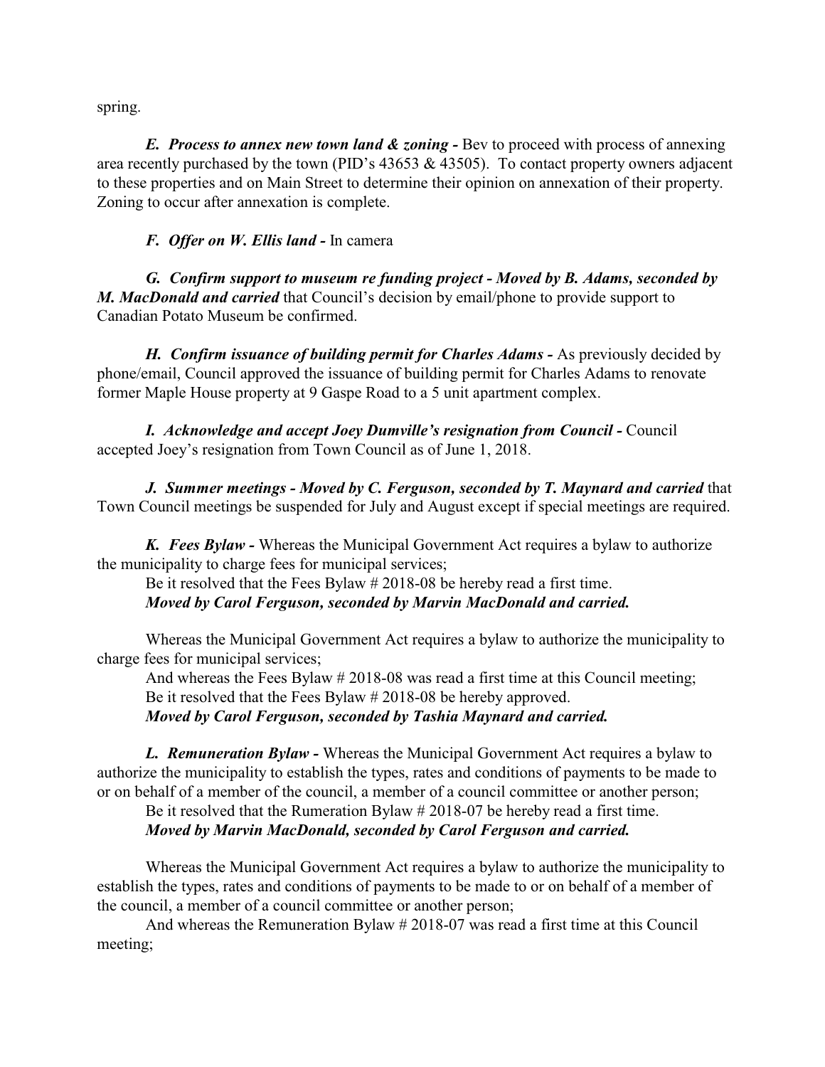spring.

***E. Process to annex new town land & zoning -*** Bev to proceed with process of annexing area recently purchased by the town (PID's 43653 & 43505). To contact property owners adjacent to these properties and on Main Street to determine their opinion on annexation of their property. Zoning to occur after annexation is complete.

***F. Offer on W. Ellis land -*** In camera

***G. Confirm support to museum re funding project - Moved by B. Adams, seconded by M. MacDonald and carried*** that Council's decision by email/phone to provide support to Canadian Potato Museum be confirmed.

***H. Confirm issuance of building permit for Charles Adams -*** As previously decided by phone/email, Council approved the issuance of building permit for Charles Adams to renovate former Maple House property at 9 Gaspe Road to a 5 unit apartment complex.

***I. Acknowledge and accept Joey Dumville's resignation from Council -*** Council accepted Joey's resignation from Town Council as of June 1, 2018.

***J. Summer meetings - Moved by C. Ferguson, seconded by T. Maynard and carried*** that Town Council meetings be suspended for July and August except if special meetings are required.

***K. Fees Bylaw -*** Whereas the Municipal Government Act requires a bylaw to authorize the municipality to charge fees for municipal services;

Be it resolved that the Fees Bylaw # 2018-08 be hereby read a first time.
***Moved by Carol Ferguson, seconded by Marvin MacDonald and carried.***

Whereas the Municipal Government Act requires a bylaw to authorize the municipality to charge fees for municipal services;

And whereas the Fees Bylaw # 2018-08 was read a first time at this Council meeting;
Be it resolved that the Fees Bylaw # 2018-08 be hereby approved.
***Moved by Carol Ferguson, seconded by Tashia Maynard and carried.***

***L. Remuneration Bylaw -*** Whereas the Municipal Government Act requires a bylaw to authorize the municipality to establish the types, rates and conditions of payments to be made to or on behalf of a member of the council, a member of a council committee or another person;

Be it resolved that the Rumeration Bylaw # 2018-07 be hereby read a first time.
***Moved by Marvin MacDonald, seconded by Carol Ferguson and carried.***

Whereas the Municipal Government Act requires a bylaw to authorize the municipality to establish the types, rates and conditions of payments to be made to or on behalf of a member of the council, a member of a council committee or another person;

And whereas the Remuneration Bylaw # 2018-07 was read a first time at this Council meeting;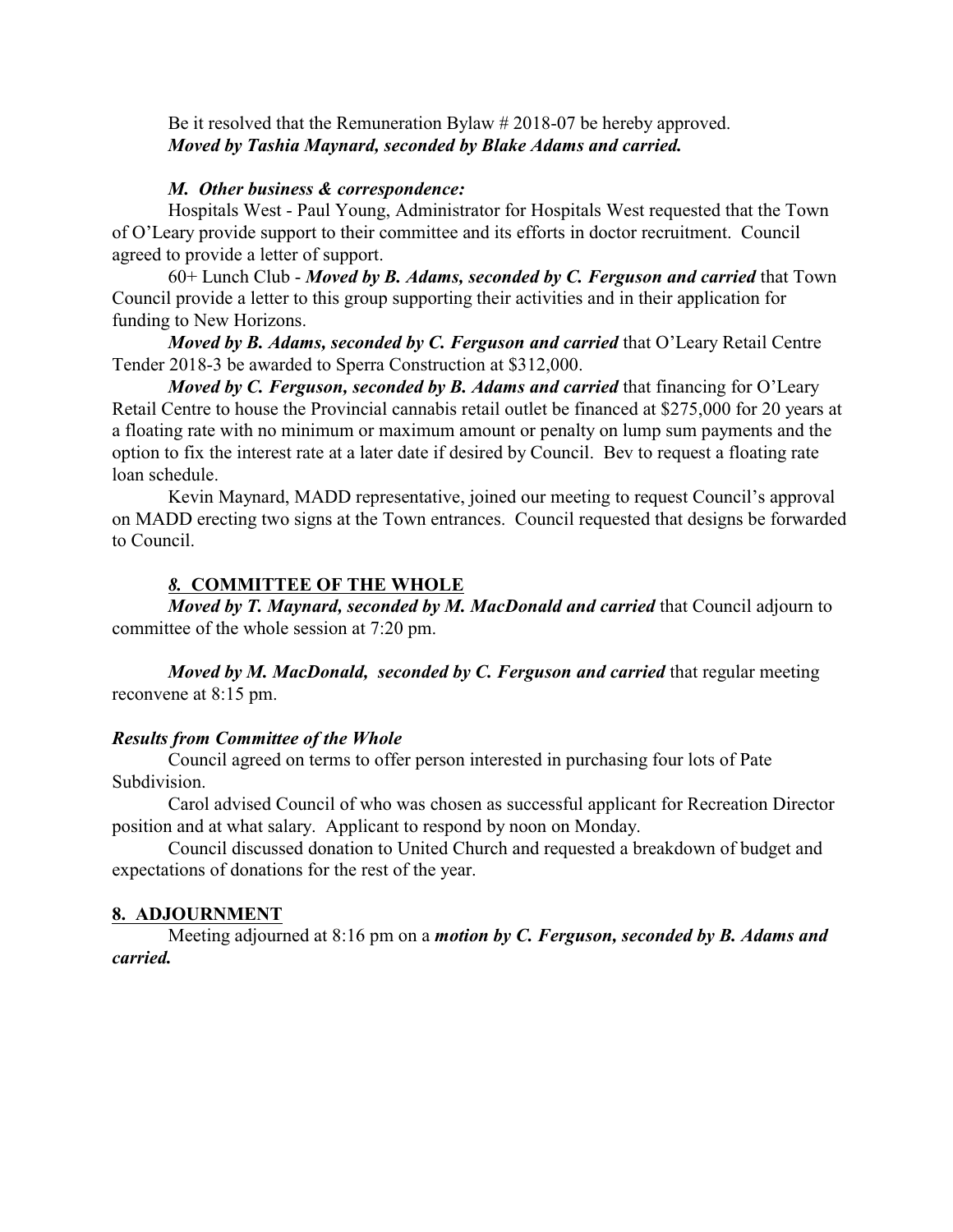Be it resolved that the Remuneration Bylaw # 2018-07 be hereby approved.
***Moved by Tashia Maynard, seconded by Blake Adams and carried.***

### *M. Other business & correspondence:*

Hospitals West - Paul Young, Administrator for Hospitals West requested that the Town of O'Leary provide support to their committee and its efforts in doctor recruitment. Council agreed to provide a letter of support.

60+ Lunch Club - ***Moved by B. Adams, seconded by C. Ferguson and carried*** that Town Council provide a letter to this group supporting their activities and in their application for funding to New Horizons.

***Moved by B. Adams, seconded by C. Ferguson and carried*** that O'Leary Retail Centre Tender 2018-3 be awarded to Sperra Construction at $312,000.

***Moved by C. Ferguson, seconded by B. Adams and carried*** that financing for O'Leary Retail Centre to house the Provincial cannabis retail outlet be financed at $275,000 for 20 years at a floating rate with no minimum or maximum amount or penalty on lump sum payments and the option to fix the interest rate at a later date if desired by Council. Bev to request a floating rate loan schedule.

Kevin Maynard, MADD representative, joined our meeting to request Council's approval on MADD erecting two signs at the Town entrances. Council requested that designs be forwarded to Council.

## *8.* COMMITTEE OF THE WHOLE

***Moved by T. Maynard, seconded by M. MacDonald and carried*** that Council adjourn to committee of the whole session at 7:20 pm.

***Moved by M. MacDonald, seconded by C. Ferguson and carried*** that regular meeting reconvene at 8:15 pm.

### *Results from Committee of the Whole*

Council agreed on terms to offer person interested in purchasing four lots of Pate Subdivision.

Carol advised Council of who was chosen as successful applicant for Recreation Director position and at what salary. Applicant to respond by noon on Monday.

Council discussed donation to United Church and requested a breakdown of budget and expectations of donations for the rest of the year.

## 8. ADJOURNMENT

Meeting adjourned at 8:16 pm on a ***motion by C. Ferguson, seconded by B. Adams and carried.***